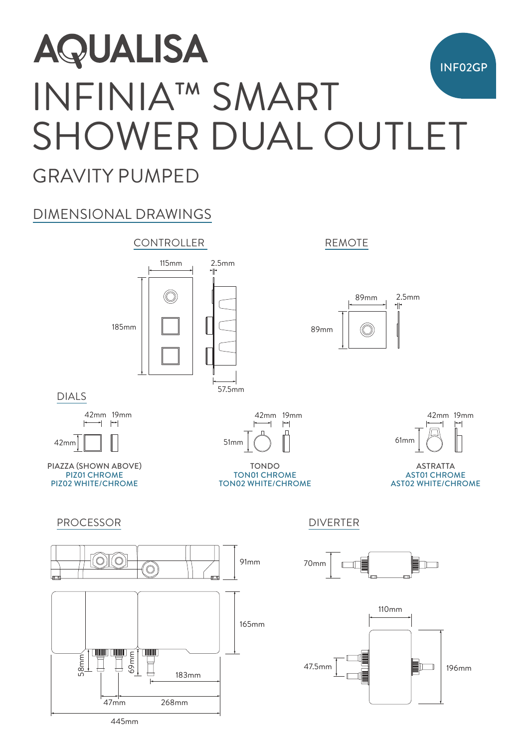# AQUALISA

INF02GP

# INFINIA™ SMART SHOWER DUAL OUTLET

## GRAVITY PUMPED

## DIMENSIONAL DRAWINGS

### CONTROLLER

115mm
2.5mm
185mm
57.5mm

### REMOTE

89mm
2.5mm
89mm

### DIALS

42mm 19mm
42mm

PIAZZA (SHOWN ABOVE)
PIZ01 CHROME
PIZ02 WHITE/CHROME

42mm 19mm
51mm

TONDO
TON01 CHROME
TON02 WHITE/CHROME

42mm 19mm
61mm

ASTRATTA
AST01 CHROME
AST02 WHITE/CHROME

### PROCESSOR

91mm
165mm
58mm
69mm
183mm
47mm
268mm
445mm

### DIVERTER

70mm
110mm
47.5mm
196mm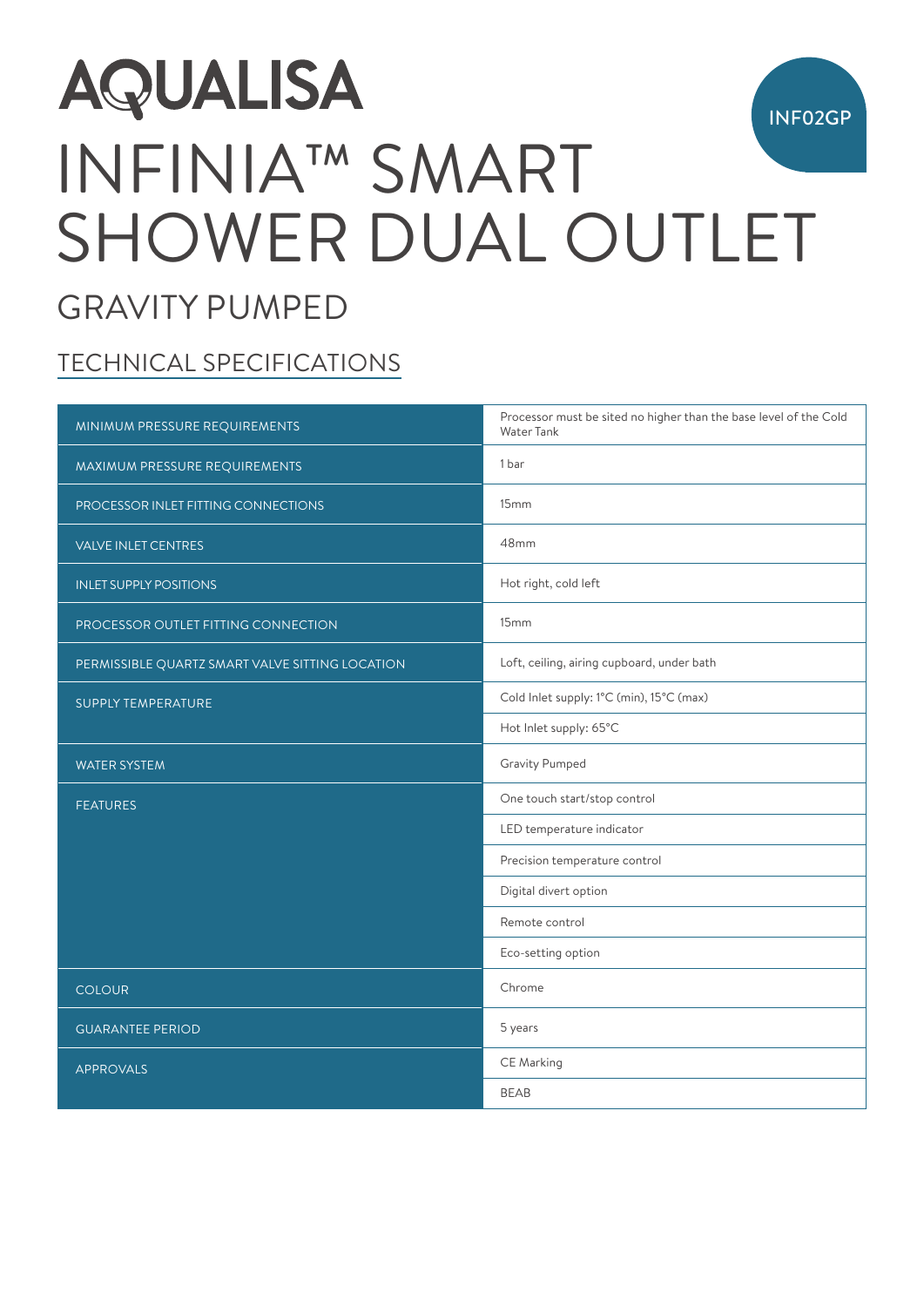# AQUALISA

INF02GP

# INFINIA™ SMART SHOWER DUAL OUTLET

## GRAVITY PUMPED

### TECHNICAL SPECIFICATIONS

| | |
|---|---|
| MINIMUM PRESSURE REQUIREMENTS | Processor must be sited no higher than the base level of the Cold Water Tank |
| MAXIMUM PRESSURE REQUIREMENTS | 1 bar |
| PROCESSOR INLET FITTING CONNECTIONS | 15mm |
| VALVE INLET CENTRES | 48mm |
| INLET SUPPLY POSITIONS | Hot right, cold left |
| PROCESSOR OUTLET FITTING CONNECTION | 15mm |
| PERMISSIBLE QUARTZ SMART VALVE SITTING LOCATION | Loft, ceiling, airing cupboard, under bath |
| SUPPLY TEMPERATURE | Cold Inlet supply: 1°C (min), 15°C (max) |
| | Hot Inlet supply: 65°C |
| WATER SYSTEM | Gravity Pumped |
| FEATURES | One touch start/stop control |
| | LED temperature indicator |
| | Precision temperature control |
| | Digital divert option |
| | Remote control |
| | Eco-setting option |
| COLOUR | Chrome |
| GUARANTEE PERIOD | 5 years |
| APPROVALS | CE Marking |
| | BEAB |